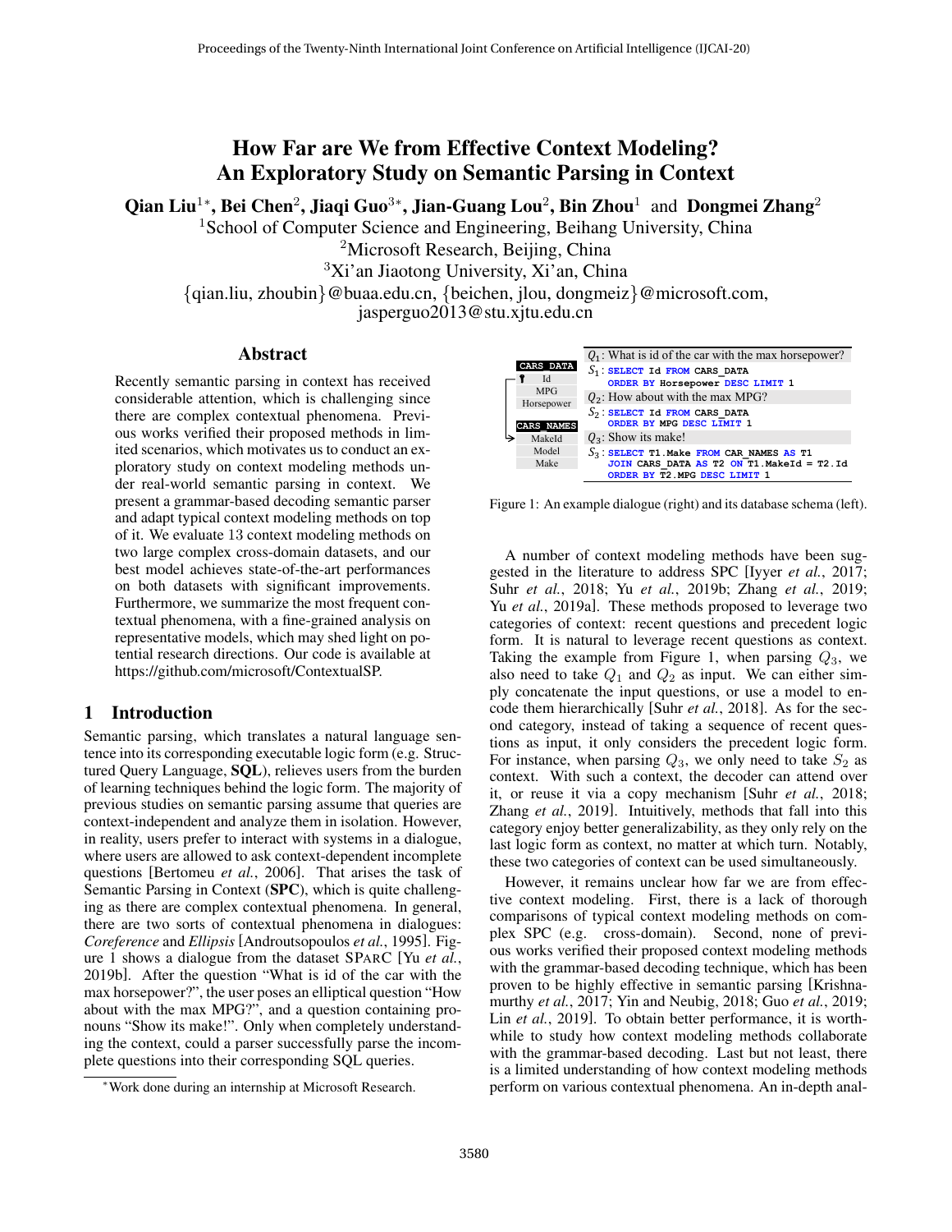# How Far are We from Effective Context Modeling? An Exploratory Study on Semantic Parsing in Context

**Qian Liu**[1*], **Bei Chen**[2], **Jiaqi Guo**[3*], **Jian-Guang Lou**[2], **Bin Zhou**[1] and **Dongmei Zhang**[2]

[1]School of Computer Science and Engineering, Beihang University, China
[2]Microsoft Research, Beijing, China
[3]Xi'an Jiaotong University, Xi'an, China
{qian.liu, zhoubin}@buaa.edu.cn, {beichen, jlou, dongmeiz}@microsoft.com, jasperguo2013@stu.xjtu.edu.cn

## Abstract

Recently semantic parsing in context has received considerable attention, which is challenging since there are complex contextual phenomena. Previous works verified their proposed methods in limited scenarios, which motivates us to conduct an exploratory study on context modeling methods under real-world semantic parsing in context. We present a grammar-based decoding semantic parser and adapt typical context modeling methods on top of it. We evaluate 13 context modeling methods on two large complex cross-domain datasets, and our best model achieves state-of-the-art performances on both datasets with significant improvements. Furthermore, we summarize the most frequent contextual phenomena, with a fine-grained analysis on representative models, which may shed light on potential research directions. Our code is available at https://github.com/microsoft/ContextualSP.

## 1 Introduction

Semantic parsing, which translates a natural language sentence into its corresponding executable logic form (e.g. Structured Query Language, **SQL**), relieves users from the burden of learning techniques behind the logic form. The majority of previous studies on semantic parsing assume that queries are context-independent and analyze them in isolation. However, in reality, users prefer to interact with systems in a dialogue, where users are allowed to ask context-dependent incomplete questions [Bertomeu *et al.*, 2006]. That arises the task of Semantic Parsing in Context (**SPC**), which is quite challenging as there are complex contextual phenomena. In general, there are two sorts of contextual phenomena in dialogues: *Coreference* and *Ellipsis* [Androutsopoulos *et al.*, 1995]. Figure 1 shows a dialogue from the dataset SPARC [Yu *et al.*, 2019b]. After the question "What is id of the car with the max horsepower?", the user poses an elliptical question "How about with the max MPG?", and a question containing pronouns "Show its make!". Only when completely understanding the context, could a parser successfully parse the incomplete questions into their corresponding SQL queries.

| Database schema | Dialogue |
| --- | --- |
| **CARS_DATA**: Id, MPG, Horsepower | $Q_1$: What is id of the car with the max horsepower? |
| | $S_1$: `SELECT Id FROM CARS_DATA ORDER BY Horsepower DESC LIMIT 1` |
| | $Q_2$: How about with the max MPG? |
| | $S_2$: `SELECT Id FROM CARS_DATA ORDER BY MPG DESC LIMIT 1` |
| **CARS_NAMES**: MakeId, Model, Make | $Q_3$: Show its make! |
| | $S_3$: `SELECT T1.Make FROM CAR_NAMES AS T1 JOIN CARS_DATA AS T2 ON T1.MakeId = T2.Id ORDER BY T2.MPG DESC LIMIT 1` |

Figure 1: An example dialogue (right) and its database schema (left).

A number of context modeling methods have been suggested in the literature to address SPC [Iyyer *et al.*, 2017; Suhr *et al.*, 2018; Yu *et al.*, 2019b; Zhang *et al.*, 2019; Yu *et al.*, 2019a]. These methods proposed to leverage two categories of context: recent questions and precedent logic form. It is natural to leverage recent questions as context. Taking the example from Figure 1, when parsing $Q_3$, we also need to take $Q_1$ and $Q_2$ as input. We can either simply concatenate the input questions, or use a model to encode them hierarchically [Suhr *et al.*, 2018]. As for the second category, instead of taking a sequence of recent questions as input, it only considers the precedent logic form. For instance, when parsing $Q_3$, we only need to take $S_2$ as context. With such a context, the decoder can attend over it, or reuse it via a copy mechanism [Suhr *et al.*, 2018; Zhang *et al.*, 2019]. Intuitively, methods that fall into this category enjoy better generalizability, as they only rely on the last logic form as context, no matter at which turn. Notably, these two categories of context can be used simultaneously.

However, it remains unclear how far we are from effective context modeling. First, there is a lack of thorough comparisons of typical context modeling methods on complex SPC (e.g. cross-domain). Second, none of previous works verified their proposed context modeling methods with the grammar-based decoding technique, which has been proven to be highly effective in semantic parsing [Krishnamurthy *et al.*, 2017; Yin and Neubig, 2018; Guo *et al.*, 2019; Lin *et al.*, 2019]. To obtain better performance, it is worthwhile to study how context modeling methods collaborate with the grammar-based decoding. Last but not least, there is a limited understanding of how context modeling methods perform on various contextual phenomena. An in-depth anal-

*Work done during an internship at Microsoft Research.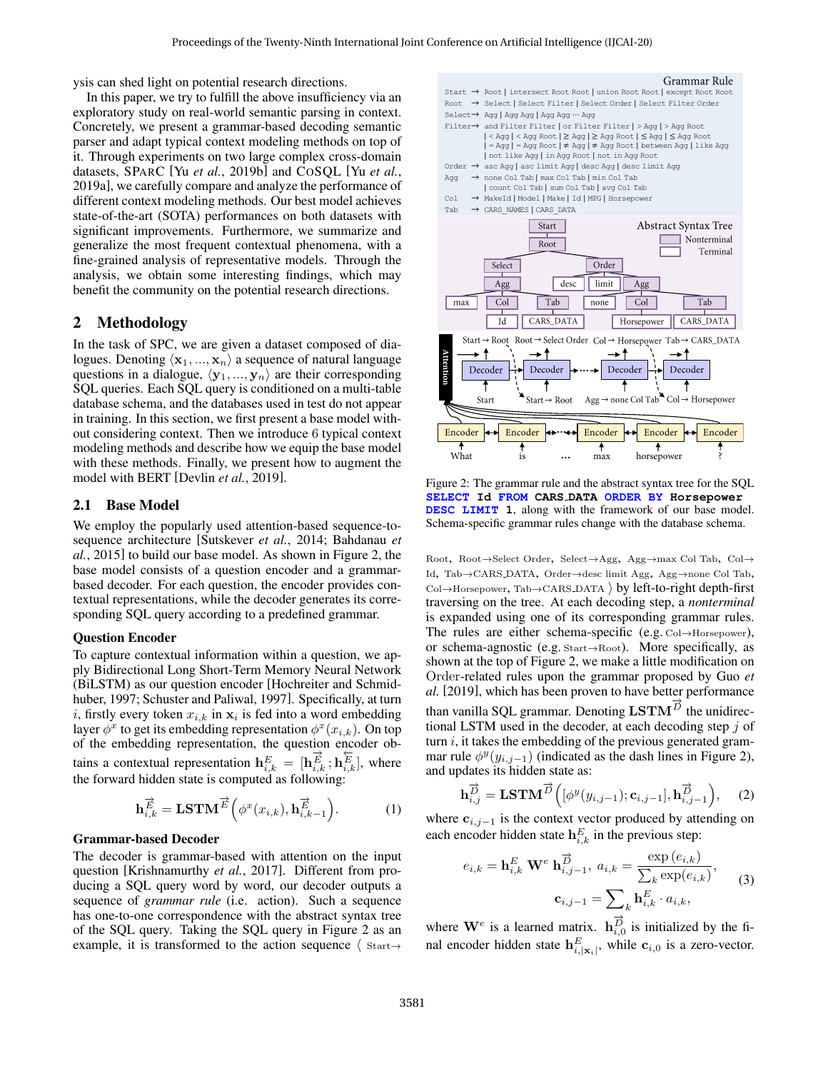ysis can shed light on potential research directions.

In this paper, we try to fulfill the above insufficiency via an exploratory study on real-world semantic parsing in context. Concretely, we present a grammar-based decoding semantic parser and adapt typical context modeling methods on top of it. Through experiments on two large complex cross-domain datasets, SPARC [Yu *et al.*, 2019b] and COSQL [Yu *et al.*, 2019a], we carefully compare and analyze the performance of different context modeling methods. Our best model achieves state-of-the-art (SOTA) performances on both datasets with significant improvements. Furthermore, we summarize and generalize the most frequent contextual phenomena, with a fine-grained analysis of representative models. Through the analysis, we obtain some interesting findings, which may benefit the community on the potential research directions.

## 2 Methodology

In the task of SPC, we are given a dataset composed of dialogues. Denoting $\langle \mathbf{x}_1, ..., \mathbf{x}_n \rangle$ a sequence of natural language questions in a dialogue, $\langle \mathbf{y}_1, ..., \mathbf{y}_n \rangle$ are their corresponding SQL queries. Each SQL query is conditioned on a multi-table database schema, and the databases used in test do not appear in training. In this section, we first present a base model without considering context. Then we introduce 6 typical context modeling methods and describe how we equip the base model with these methods. Finally, we present how to augment the model with BERT [Devlin *et al.*, 2019].

### 2.1 Base Model

We employ the popularly used attention-based sequence-to-sequence architecture [Sutskever *et al.*, 2014; Bahdanau *et al.*, 2015] to build our base model. As shown in Figure 2, the base model consists of a question encoder and a grammar-based decoder. For each question, the encoder provides contextual representations, while the decoder generates its corresponding SQL query according to a predefined grammar.

#### Question Encoder

To capture contextual information within a question, we apply Bidirectional Long Short-Term Memory Neural Network (BiLSTM) as our question encoder [Hochreiter and Schmidhuber, 1997; Schuster and Paliwal, 1997]. Specifically, at turn $i$, firstly every token $x_{i,k}$ in $\mathbf{x}_i$ is fed into a word embedding layer $\phi^x$ to get its embedding representation $\phi^x(x_{i,k})$. On top of the embedding representation, the question encoder obtains a contextual representation $\mathbf{h}^E_{i,k} = [\mathbf{h}^{\overrightarrow{E}}_{i,k}; \mathbf{h}^{\overleftarrow{E}}_{i,k}]$, where the forward hidden state is computed as following:

$$\mathbf{h}^{\overrightarrow{E}}_{i,k} = \mathbf{LSTM}^{\overrightarrow{E}}\left(\phi^x(x_{i,k}), \mathbf{h}^{\overrightarrow{E}}_{i,k-1}\right). \tag{1}$$

#### Grammar-based Decoder

The decoder is grammar-based with attention on the input question [Krishnamurthy *et al.*, 2017]. Different from producing a SQL query word by word, our decoder outputs a sequence of *grammar rule* (i.e. action). Such a sequence has one-to-one correspondence with the abstract syntax tree of the SQL query. Taking the SQL query in Figure 2 as an example, it is transformed to the action sequence $\langle$ Start→Root, Root→Select Order, Select→Agg, Agg→max Col Tab, Col→Id, Tab→CARS_DATA, Order→desc limit Agg, Agg→none Col Tab, Col→Horsepower, Tab→CARS_DATA $\rangle$ by left-to-right depth-first traversing on the tree. At each decoding step, a *nonterminal* is expanded using one of its corresponding grammar rules. The rules are either schema-specific (e.g. Col→Horsepower), or schema-agnostic (e.g. Start→Root). More specifically, as shown at the top of Figure 2, we make a little modification on Order-related rules upon the grammar proposed by Guo *et al.* [2019], which has been proven to have better performance than vanilla SQL grammar. Denoting $\mathbf{LSTM}^{\overrightarrow{D}}$ the unidirectional LSTM used in the decoder, at each decoding step $j$ of turn $i$, it takes the embedding of the previous generated grammar rule $\phi^y(y_{i,j-1})$ (indicated as the dash lines in Figure 2), and updates its hidden state as:

$$\mathbf{h}^{\overrightarrow{D}}_{i,j} = \mathbf{LSTM}^{\overrightarrow{D}}\left([\phi^y(y_{i,j-1}); \mathbf{c}_{i,j-1}], \mathbf{h}^{\overrightarrow{D}}_{i,j-1}\right), \tag{2}$$

where $\mathbf{c}_{i,j-1}$ is the context vector produced by attending on each encoder hidden state $\mathbf{h}^E_{i,k}$ in the previous step:

$$e_{i,k} = \mathbf{h}^E_{i,k}\ \mathbf{W}^e\ \mathbf{h}^{\overrightarrow{D}}_{i,j-1},\ a_{i,k} = \frac{\exp\left(e_{i,k}\right)}{\sum_k \exp(e_{i,k})},$$
$$\mathbf{c}_{i,j-1} = \sum_k \mathbf{h}^E_{i,k} \cdot a_{i,k}, \tag{3}$$

where $\mathbf{W}^e$ is a learned matrix. $\mathbf{h}^{\overrightarrow{D}}_{i,0}$ is initialized by the final encoder hidden state $\mathbf{h}^E_{i,|\mathbf{x}_i|}$, while $\mathbf{c}_{i,0}$ is a zero-vector.

Figure 2: The grammar rule and the abstract syntax tree for the SQL **SELECT Id FROM CARS_DATA ORDER BY Horsepower DESC LIMIT 1**, along with the framework of our base model. Schema-specific grammar rules change with the database schema.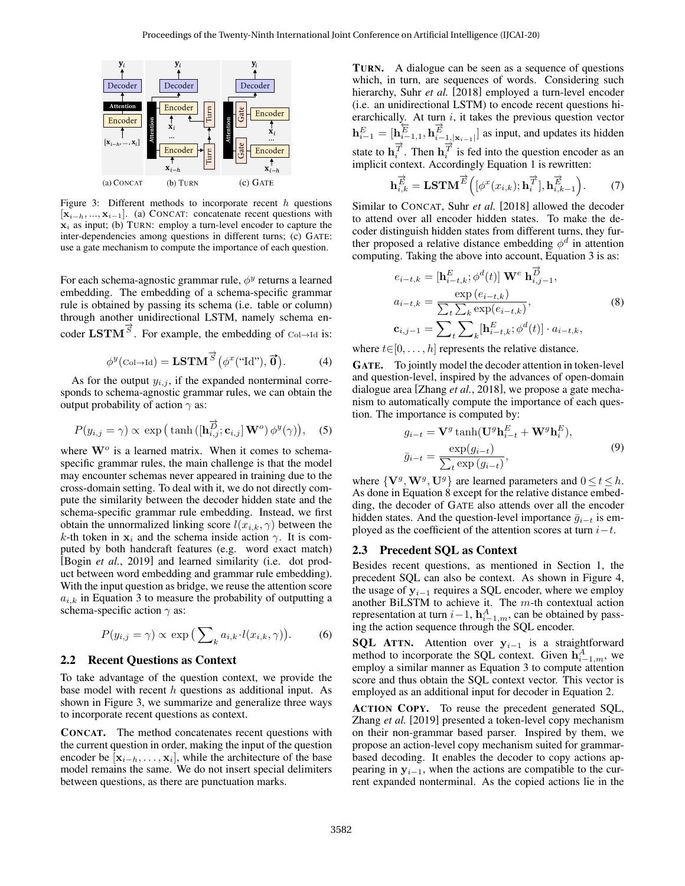Figure 3: Different methods to incorporate recent $h$ questions $[\mathbf{x}_{i-h}, ..., \mathbf{x}_{i-1}]$. (a) CONCAT: concatenate recent questions with $\mathbf{x}_i$ as input; (b) TURN: employ a turn-level encoder to capture the inter-dependencies among questions in different turns; (c) GATE: use a gate mechanism to compute the importance of each question.

For each schema-agnostic grammar rule, $\phi^y$ returns a learned embedding. The embedding of a schema-specific grammar rule is obtained by passing its schema (i.e. table or column) through another unidirectional LSTM, namely schema encoder $\mathbf{LSTM}^{\overrightarrow{S}}$. For example, the embedding of $\text{Col}\rightarrow\text{Id}$ is:

$$\phi^y(\text{Col}\rightarrow\text{Id}) = \mathbf{LSTM}^{\overrightarrow{S}}\left(\phi^x(\text{"Id"}), \vec{\mathbf{0}}\right). \tag{4}$$

As for the output $y_{i,j}$, if the expanded nonterminal corresponds to schema-agnostic grammar rules, we can obtain the output probability of action $\gamma$ as:

$$P(y_{i,j} = \gamma) \propto \exp\left(\tanh\left([\mathbf{h}^{\overrightarrow{D}}_{i,j}; \mathbf{c}_{i,j}]\,\mathbf{W}^o\right)\phi^y(\gamma)\right), \tag{5}$$

where $\mathbf{W}^o$ is a learned matrix. When it comes to schema-specific grammar rules, the main challenge is that the model may encounter schemas never appeared in training due to the cross-domain setting. To deal with it, we do not directly compute the similarity between the decoder hidden state and the schema-specific grammar rule embedding. Instead, we first obtain the unnormalized linking score $l(x_{i,k}, \gamma)$ between the $k$-th token in $\mathbf{x}_i$ and the schema inside action $\gamma$. It is computed by both handcraft features (e.g. word exact match) [Bogin *et al.*, 2019] and learned similarity (i.e. dot product between word embedding and grammar rule embedding). With the input question as bridge, we reuse the attention score $a_{i,k}$ in Equation 3 to measure the probability of outputting a schema-specific action $\gamma$ as:

$$P(y_{i,j} = \gamma) \propto \exp\left(\textstyle\sum_k a_{i,k} \cdot l(x_{i,k}, \gamma)\right). \tag{6}$$

## 2.2 Recent Questions as Context

To take advantage of the question context, we provide the base model with recent $h$ questions as additional input. As shown in Figure 3, we summarize and generalize three ways to incorporate recent questions as context.

**CONCAT.** The method concatenates recent questions with the current question in order, making the input of the question encoder be $[\mathbf{x}_{i-h}, \ldots, \mathbf{x}_i]$, while the architecture of the base model remains the same. We do not insert special delimiters between questions, as there are punctuation marks.

**TURN.** A dialogue can be seen as a sequence of questions which, in turn, are sequences of words. Considering such hierarchy, Suhr *et al.* [2018] employed a turn-level encoder (i.e. an unidirectional LSTM) to encode recent questions hierarchically. At turn $i$, it takes the previous question vector $\mathbf{h}^E_{i-1} = [\mathbf{h}^{\overleftarrow{E}}_{i-1,1}, \mathbf{h}^{\overrightarrow{E}}_{i-1,|\mathbf{x}_{i-1}|}]$ as input, and updates its hidden state to $\mathbf{h}^{\overrightarrow{T}}_i$. Then $\mathbf{h}^{\overrightarrow{T}}_i$ is fed into the question encoder as an implicit context. Accordingly Equation 1 is rewritten:

$$\mathbf{h}^{\overrightarrow{E}}_{i,k} = \mathbf{LSTM}^{\overrightarrow{E}}\left([\phi^x(x_{i,k}); \mathbf{h}^{\overrightarrow{T}}_i], \mathbf{h}^{\overrightarrow{E}}_{i,k-1}\right). \tag{7}$$

Similar to CONCAT, Suhr *et al.* [2018] allowed the decoder to attend over all encoder hidden states. To make the decoder distinguish hidden states from different turns, they further proposed a relative distance embedding $\phi^d$ in attention computing. Taking the above into account, Equation 3 is as:

$$\begin{aligned}
e_{i-t,k} &= [\mathbf{h}^E_{i-t,k}; \phi^d(t)]\,\mathbf{W}^e\,\mathbf{h}^{\overrightarrow{D}}_{i,j-1}, \\
a_{i-t,k} &= \frac{\exp\left(e_{i-t,k}\right)}{\sum_t \sum_k \exp(e_{i-t,k})}, \\
\mathbf{c}_{i,j-1} &= \sum_t \sum_k [\mathbf{h}^E_{i-t,k}; \phi^d(t)] \cdot a_{i-t,k},
\end{aligned} \tag{8}$$

where $t\in[0, \ldots, h]$ represents the relative distance.

**GATE.** To jointly model the decoder attention in token-level and question-level, inspired by the advances of open-domain dialogue area [Zhang *et al.*, 2018], we propose a gate mechanism to automatically compute the importance of each question. The importance is computed by:

$$\begin{aligned}
g_{i-t} &= \mathbf{V}^g \tanh(\mathbf{U}^g \mathbf{h}^E_{i-t} + \mathbf{W}^g \mathbf{h}^E_i), \\
\bar{g}_{i-t} &= \frac{\exp(g_{i-t})}{\sum_t \exp\left(g_{i-t}\right)},
\end{aligned} \tag{9}$$

where $\{\mathbf{V}^g, \mathbf{W}^g, \mathbf{U}^g\}$ are learned parameters and $0 \leq t \leq h$. As done in Equation 8 except for the relative distance embedding, the decoder of GATE also attends over all the encoder hidden states. And the question-level importance $\bar{g}_{i-t}$ is employed as the coefficient of the attention scores at turn $i-t$.

## 2.3 Precedent SQL as Context

Besides recent questions, as mentioned in Section 1, the precedent SQL can also be context. As shown in Figure 4, the usage of $\mathbf{y}_{i-1}$ requires a SQL encoder, where we employ another BiLSTM to achieve it. The $m$-th contextual action representation at turn $i-1$, $\mathbf{h}^A_{i-1,m}$, can be obtained by passing the action sequence through the SQL encoder.

**SQL ATTN.** Attention over $\mathbf{y}_{i-1}$ is a straightforward method to incorporate the SQL context. Given $\mathbf{h}^A_{i-1,m}$, we employ a similar manner as Equation 3 to compute attention score and thus obtain the SQL context vector. This vector is employed as an additional input for decoder in Equation 2.

**ACTION COPY.** To reuse the precedent generated SQL, Zhang *et al.* [2019] presented a token-level copy mechanism on their non-grammar based parser. Inspired by them, we propose an action-level copy mechanism suited for grammar-based decoding. It enables the decoder to copy actions appearing in $\mathbf{y}_{i-1}$, when the actions are compatible to the current expanded nonterminal. As the copied actions lie in the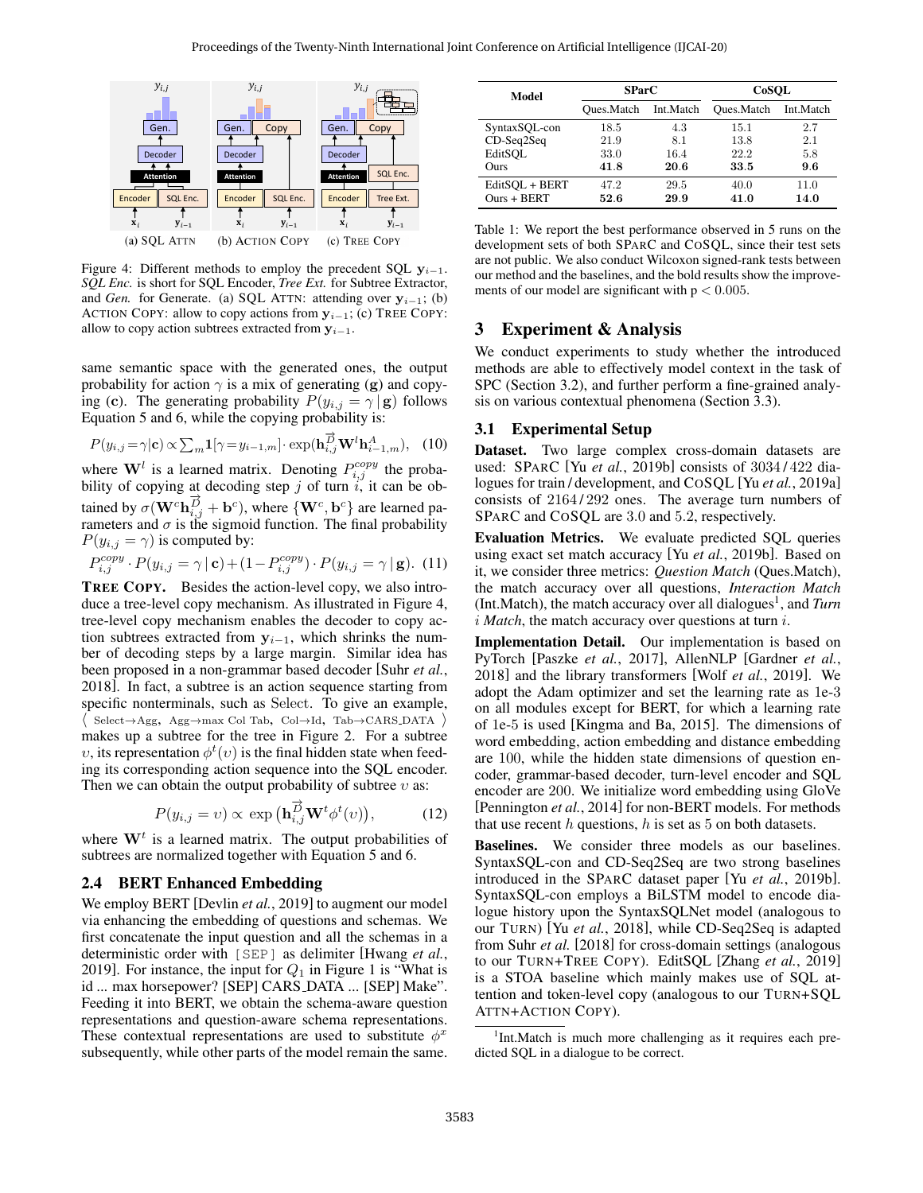Figure 4: Different methods to employ the precedent SQL $\mathbf{y}_{i-1}$. *SQL Enc.* is short for SQL Encoder, *Tree Ext.* for Subtree Extractor, and *Gen.* for Generate. (a) SQL ATTN: attending over $\mathbf{y}_{i-1}$; (b) ACTION COPY: allow to copy actions from $\mathbf{y}_{i-1}$; (c) TREE COPY: allow to copy action subtrees extracted from $\mathbf{y}_{i-1}$.

same semantic space with the generated ones, the output probability for action $\gamma$ is a mix of generating ($\mathbf{g}$) and copying ($\mathbf{c}$). The generating probability $P(y_{i,j} = \gamma \,|\, \mathbf{g})$ follows Equation 5 and 6, while the copying probability is:

$$P(y_{i,j} = \gamma | \mathbf{c}) \propto \sum_m \mathbf{1}[\gamma = y_{i-1,m}] \cdot \exp(\mathbf{h}^{\overrightarrow{D}}_{i,j} \mathbf{W}^l \mathbf{h}^A_{i-1,m}), \quad (10)$$

where $\mathbf{W}^l$ is a learned matrix. Denoting $P^{copy}_{i,j}$ the probability of copying at decoding step $j$ of turn $i$, it can be obtained by $\sigma(\mathbf{W}^c \mathbf{h}^{\overrightarrow{D}}_{i,j} + \mathbf{b}^c)$, where $\{\mathbf{W}^c, \mathbf{b}^c\}$ are learned parameters and $\sigma$ is the sigmoid function. The final probability $P(y_{i,j} = \gamma)$ is computed by:

$$P^{copy}_{i,j} \cdot P(y_{i,j} = \gamma \,|\, \mathbf{c}) + (1 - P^{copy}_{i,j}) \cdot P(y_{i,j} = \gamma \,|\, \mathbf{g}). \quad (11)$$

**TREE COPY.** Besides the action-level copy, we also introduce a tree-level copy mechanism. As illustrated in Figure 4, tree-level copy mechanism enables the decoder to copy action subtrees extracted from $\mathbf{y}_{i-1}$, which shrinks the number of decoding steps by a large margin. Similar idea has been proposed in a non-grammar based decoder [Suhr *et al.*, 2018]. In fact, a subtree is an action sequence starting from specific nonterminals, such as Select. To give an example, ⟨ Select→Agg, Agg→max Col Tab, Col→Id, Tab→CARS_DATA ⟩ makes up a subtree for the tree in Figure 2. For a subtree $\upsilon$, its representation $\phi^t(\upsilon)$ is the final hidden state when feeding its corresponding action sequence into the SQL encoder. Then we can obtain the output probability of subtree $\upsilon$ as:

$$P(y_{i,j} = \upsilon) \propto \exp\left(\mathbf{h}^{\overrightarrow{D}}_{i,j} \mathbf{W}^t \phi^t(\upsilon)\right), \quad (12)$$

where $\mathbf{W}^t$ is a learned matrix. The output probabilities of subtrees are normalized together with Equation 5 and 6.

## 2.4 BERT Enhanced Embedding

We employ BERT [Devlin *et al.*, 2019] to augment our model via enhancing the embedding of questions and schemas. We first concatenate the input question and all the schemas in a deterministic order with [SEP] as delimiter [Hwang *et al.*, 2019]. For instance, the input for $Q_1$ in Figure 1 is "What is id ... max horsepower? [SEP] CARS_DATA ... [SEP] Make". Feeding it into BERT, we obtain the schema-aware question representations and question-aware schema representations. These contextual representations are used to substitute $\phi^x$ subsequently, while other parts of the model remain the same.

| Model | SParC | | CoSQL | |
|---|---|---|---|---|
| | Ques.Match | Int.Match | Ques.Match | Int.Match |
| SyntaxSQL-con | 18.5 | 4.3 | 15.1 | 2.7 |
| CD-Seq2Seq | 21.9 | 8.1 | 13.8 | 2.1 |
| EditSQL | 33.0 | 16.4 | 22.2 | 5.8 |
| Ours | **41.8** | **20.6** | **33.5** | **9.6** |
| EditSQL + BERT | 47.2 | 29.5 | 40.0 | 11.0 |
| Ours + BERT | **52.6** | **29.9** | **41.0** | **14.0** |

Table 1: We report the best performance observed in 5 runs on the development sets of both SPARC and COSQL, since their test sets are not public. We also conduct Wilcoxon signed-rank tests between our method and the baselines, and the bold results show the improvements of our model are significant with p < 0.005.

# 3 Experiment & Analysis

We conduct experiments to study whether the introduced methods are able to effectively model context in the task of SPC (Section 3.2), and further perform a fine-grained analysis on various contextual phenomena (Section 3.3).

## 3.1 Experimental Setup

**Dataset.** Two large complex cross-domain datasets are used: SPARC [Yu *et al.*, 2019b] consists of 3034 / 422 dialogues for train / development, and COSQL [Yu *et al.*, 2019a] consists of 2164 / 292 ones. The average turn numbers of SPARC and COSQL are 3.0 and 5.2, respectively.

**Evaluation Metrics.** We evaluate predicted SQL queries using exact set match accuracy [Yu *et al.*, 2019b]. Based on it, we consider three metrics: *Question Match* (Ques.Match), the match accuracy over all questions, *Interaction Match* (Int.Match), the match accuracy over all dialogues[1], and *Turn i Match*, the match accuracy over questions at turn $i$.

**Implementation Detail.** Our implementation is based on PyTorch [Paszke *et al.*, 2017], AllenNLP [Gardner *et al.*, 2018] and the library transformers [Wolf *et al.*, 2019]. We adopt the Adam optimizer and set the learning rate as 1e-3 on all modules except for BERT, for which a learning rate of 1e-5 is used [Kingma and Ba, 2015]. The dimensions of word embedding, action embedding and distance embedding are 100, while the hidden state dimensions of question encoder, grammar-based decoder, turn-level encoder and SQL encoder are 200. We initialize word embedding using GloVe [Pennington *et al.*, 2014] for non-BERT models. For methods that use recent $h$ questions, $h$ is set as 5 on both datasets.

**Baselines.** We consider three models as our baselines. SyntaxSQL-con and CD-Seq2Seq are two strong baselines introduced in the SPARC dataset paper [Yu *et al.*, 2019b]. SyntaxSQL-con employs a BiLSTM model to encode dialogue history upon the SyntaxSQLNet model (analogous to our TURN) [Yu *et al.*, 2018], while CD-Seq2Seq is adapted from Suhr *et al.* [2018] for cross-domain settings (analogous to our TURN+TREE COPY). EditSQL [Zhang *et al.*, 2019] is a STOA baseline which mainly makes use of SQL attention and token-level copy (analogous to our TURN+SQL ATTN+ACTION COPY).

[1] Int.Match is much more challenging as it requires each predicted SQL in a dialogue to be correct.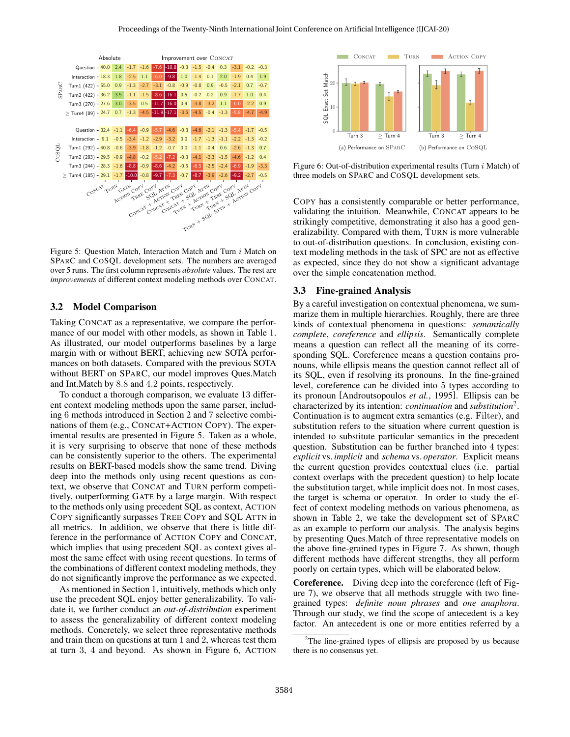| | Concat (Absolute) | Turn | Gate | Action Copy | Tree Copy | SQL Attn | Concat + Action Copy | Concat + Tree Copy | Concat + SQL Attn | Turn + Action Copy | Turn + Tree Copy | Turn + SQL Attn | Turn + SQL Attn + Action Copy |
|---|---|---|---|---|---|---|---|---|---|---|---|---|---|
| **SParC** | | | | | | | | | | | | | |
| Question | 40.0 | 2.4 | -1.7 | -1.6 | -7.6 | -10.8 | -0.3 | -1.5 | -0.4 | 0.3 | -3.1 | -0.2 | -0.3 |
| Interaction | 18.3 | 1.8 | -2.5 | 1.1 | -6.0 | -9.8 | 1.0 | -1.4 | 0.1 | 2.0 | -1.9 | 0.4 | 1.9 |
| Turn1 (422) | 55.0 | 0.9 | -1.3 | -2.7 | -3.1 | -0.8 | -0.9 | -0.8 | 0.9 | -0.5 | -2.1 | 0.7 | -0.7 |
| Turn2 (422) | 36.2 | 3.5 | -1.1 | -1.5 | -8.6 | -16.1 | 0.5 | -0.2 | 0.2 | 0.9 | -1.7 | 1.0 | 0.4 |
| Turn3 (270) | 27.6 | 3.0 | -3.5 | 0.5 | -11.7 | -16.0 | 0.4 | -3.8 | -3.2 | 1.1 | -6.0 | -2.2 | 0.9 |
| ≥ Turn4 (89) | 24.7 | 0.7 | -1.3 | -4.5 | -11.9 | -17.1 | -3.6 | -4.5 | -0.4 | -1.3 | -5.8 | -4.7 | -4.9 |
| **CoSQL** | | | | | | | | | | | | | |
| Question | 32.4 | -1.1 | -6.4 | -0.9 | -5.7 | -4.6 | -0.3 | -4.6 | -2.1 | -1.3 | -5.4 | -1.7 | -0.5 |
| Interaction | 9.1 | -0.5 | -3.4 | -1.2 | -2.9 | -3.2 | 0.0 | -1.7 | -1.3 | -1.1 | -2.2 | -1.3 | -0.2 |
| Turn1 (292) | 40.8 | -0.6 | -3.9 | -1.8 | -1.2 | -0.7 | 0.0 | -1.1 | -0.4 | 0.6 | -2.6 | -1.3 | 0.7 |
| Turn2 (283) | 29.5 | -0.9 | -4.8 | -0.2 | -5.2 | -7.2 | -0.3 | -4.1 | -2.3 | -1.5 | -4.6 | -1.2 | 0.4 |
| Turn3 (244) | 28.3 | -1.6 | -8.8 | -0.9 | -8.6 | -4.2 | -0.5 | -6.5 | -2.5 | -2.4 | -6.9 | -1.9 | -3.3 |
| ≥ Turn4 (185) | 29.1 | -1.7 | -10.0 | -0.8 | -9.7 | -7.3 | -0.7 | -8.7 | -3.9 | -2.6 | -9.2 | -2.7 | -0.5 |

Figure 5: Question Match, Interaction Match and Turn $i$ Match on SParC and CoSQL development sets. The numbers are averaged over 5 runs. The first column represents *absolute* values. The rest are *improvements* of different context modeling methods over Concat.

### 3.2 Model Comparison

Taking Concat as a representative, we compare the performance of our model with other models, as shown in Table 1. As illustrated, our model outperforms baselines by a large margin with or without BERT, achieving new SOTA performances on both datasets. Compared with the previous SOTA without BERT on SParC, our model improves Ques.Match and Int.Match by 8.8 and 4.2 points, respectively.

To conduct a thorough comparison, we evaluate 13 different context modeling methods upon the same parser, including 6 methods introduced in Section 2 and 7 selective combinations of them (e.g., Concat+Action Copy). The experimental results are presented in Figure 5. Taken as a whole, it is very surprising to observe that none of these methods can be consistently superior to the others. The experimental results on BERT-based models show the same trend. Diving deep into the methods only using recent questions as context, we observe that Concat and Turn perform competitively, outperforming Gate by a large margin. With respect to the methods only using precedent SQL as context, Action Copy significantly surpasses Tree Copy and SQL Attn in all metrics. In addition, we observe that there is little difference in the performance of Action Copy and Concat, which implies that using precedent SQL as context gives almost the same effect with using recent questions. In terms of the combinations of different context modeling methods, they do not significantly improve the performance as we expected.

As mentioned in Section 1, intuitively, methods which only use the precedent SQL enjoy better generalizability. To validate it, we further conduct an *out-of-distribution* experiment to assess the generalizability of different context modeling methods. Concretely, we select three representative methods and train them on questions at turn 1 and 2, whereas test them at turn 3, 4 and beyond. As shown in Figure 6, Action Copy has a consistently comparable or better performance, validating the intuition. Meanwhile, Concat appears to be strikingly competitive, demonstrating it also has a good generalizability. Compared with them, Turn is more vulnerable to out-of-distribution questions. In conclusion, existing context modeling methods in the task of SPC are not as effective as expected, since they do not show a significant advantage over the simple concatenation method.

Figure 6: Out-of-distribution experimental results (Turn $i$ Match) of three models on SParC and CoSQL development sets.

### 3.3 Fine-grained Analysis

By a careful investigation on contextual phenomena, we summarize them in multiple hierarchies. Roughly, there are three kinds of contextual phenomena in questions: *semantically complete*, *coreference* and *ellipsis*. Semantically complete means a question can reflect all the meaning of its corresponding SQL. Coreference means a question contains pronouns, while ellipsis means the question cannot reflect all of its SQL, even if resolving its pronouns. In the fine-grained level, coreference can be divided into 5 types according to its pronoun [Androutsopoulos *et al.*, 1995]. Ellipsis can be characterized by its intention: *continuation* and *substitution*[2]. Continuation is to augment extra semantics (e.g. Filter), and substitution refers to the situation where current question is intended to substitute particular semantics in the precedent question. Substitution can be further branched into 4 types: *explicit* vs. *implicit* and *schema* vs. *operator*. Explicit means the current question provides contextual clues (i.e. partial context overlaps with the precedent question) to help locate the substitution target, while implicit does not. In most cases, the target is schema or operator. In order to study the effect of context modeling methods on various phenomena, as shown in Table 2, we take the development set of SParC as an example to perform our analysis. The analysis begins by presenting Ques.Match of three representative models on the above fine-grained types in Figure 7. As shown, though different methods have different strengths, they all perform poorly on certain types, which will be elaborated below.

**Coreference.** Diving deep into the coreference (left of Figure 7), we observe that all methods struggle with two fine-grained types: *definite noun phrases* and *one anaphora*. Through our study, we find the scope of antecedent is a key factor. An antecedent is one or more entities referred by a

[2] The fine-grained types of ellipsis are proposed by us because there is no consensus yet.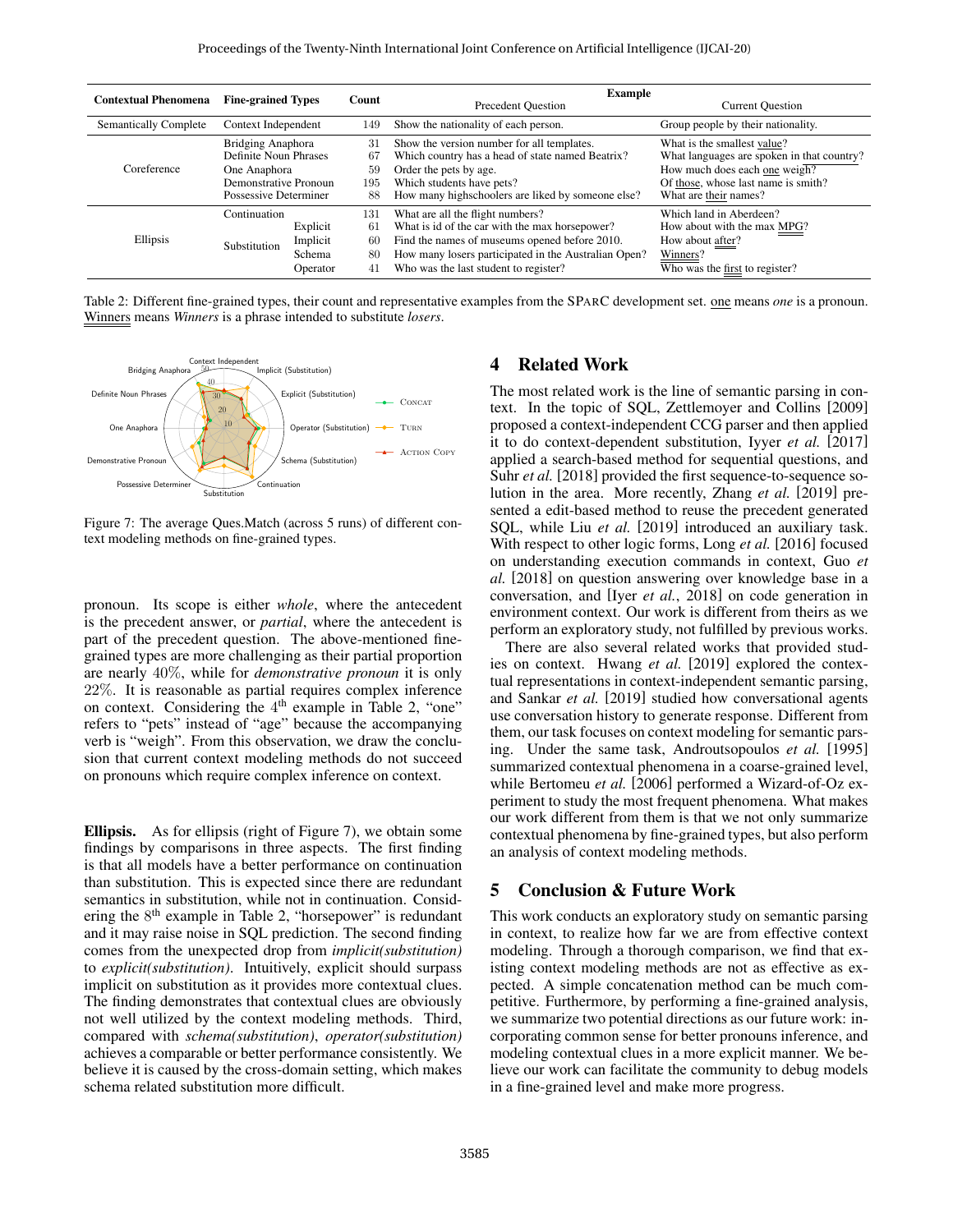| Contextual Phenomena | Fine-grained Types | | Count | Example | |
|---|---|---|---|---|---|
| | | | | Precedent Question | Current Question |
| Semantically Complete | Context Independent | | 149 | Show the nationality of each person. | Group people by their nationality. |
| Coreference | Bridging Anaphora | | 31 | Show the version number for all templates. | What is the smallest value? |
| | Definite Noun Phrases | | 67 | Which country has a head of state named Beatrix? | What languages are spoken in that country? |
| | One Anaphora | | 59 | Order the pets by age. | How much does each one weigh? |
| | Demonstrative Pronoun | | 195 | Which students have pets? | Of those, whose last name is smith? |
| | Possessive Determiner | | 88 | How many highschoolers are liked by someone else? | What are their names? |
| Ellipsis | Continuation | | 131 | What are all the flight numbers? | Which land in Aberdeen? |
| | Substitution | Explicit | 61 | What is id of the car with the max horsepower? | How about with the max MPG? |
| | | Implicit | 60 | Find the names of museums opened before 2010. | How about after? |
| | | Schema | 80 | How many losers participated in the Australian Open? | Winners? |
| | | Operator | 41 | Who was the last student to register? | Who was the first to register? |

Table 2: Different fine-grained types, their count and representative examples from the SParC development set. one means *one* is a pronoun. Winners means *Winners* is a phrase intended to substitute *losers*.

Figure 7: The average Ques.Match (across 5 runs) of different context modeling methods on fine-grained types.

pronoun. Its scope is either *whole*, where the antecedent is the precedent answer, or *partial*, where the antecedent is part of the precedent question. The above-mentioned fine-grained types are more challenging as their partial proportion are nearly 40%, while for *demonstrative pronoun* it is only 22%. It is reasonable as partial requires complex inference on context. Considering the 4th example in Table 2, "one" refers to "pets" instead of "age" because the accompanying verb is "weigh". From this observation, we draw the conclusion that current context modeling methods do not succeed on pronouns which require complex inference on context.

**Ellipsis.** As for ellipsis (right of Figure 7), we obtain some findings by comparisons in three aspects. The first finding is that all models have a better performance on continuation than substitution. This is expected since there are redundant semantics in substitution, while not in continuation. Considering the 8th example in Table 2, "horsepower" is redundant and it may raise noise in SQL prediction. The second finding comes from the unexpected drop from *implicit(substitution)* to *explicit(substitution)*. Intuitively, explicit should surpass implicit on substitution as it provides more contextual clues. The finding demonstrates that contextual clues are obviously not well utilized by the context modeling methods. Third, compared with *schema(substitution)*, *operator(substitution)* achieves a comparable or better performance consistently. We believe it is caused by the cross-domain setting, which makes schema related substitution more difficult.

## 4 Related Work

The most related work is the line of semantic parsing in context. In the topic of SQL, Zettlemoyer and Collins [2009] proposed a context-independent CCG parser and then applied it to do context-dependent substitution, Iyyer *et al.* [2017] applied a search-based method for sequential questions, and Suhr *et al.* [2018] provided the first sequence-to-sequence solution in the area. More recently, Zhang *et al.* [2019] presented a edit-based method to reuse the precedent generated SQL, while Liu *et al.* [2019] introduced an auxiliary task. With respect to other logic forms, Long *et al.* [2016] focused on understanding execution commands in context, Guo *et al.* [2018] on question answering over knowledge base in a conversation, and [Iyer *et al.*, 2018] on code generation in environment context. Our work is different from theirs as we perform an exploratory study, not fulfilled by previous works.

There are also several related works that provided studies on context. Hwang *et al.* [2019] explored the contextual representations in context-independent semantic parsing, and Sankar *et al.* [2019] studied how conversational agents use conversation history to generate response. Different from them, our task focuses on context modeling for semantic parsing. Under the same task, Androutsopoulos *et al.* [1995] summarized contextual phenomena in a coarse-grained level, while Bertomeu *et al.* [2006] performed a Wizard-of-Oz experiment to study the most frequent phenomena. What makes our work different from them is that we not only summarize contextual phenomena by fine-grained types, but also perform an analysis of context modeling methods.

## 5 Conclusion & Future Work

This work conducts an exploratory study on semantic parsing in context, to realize how far we are from effective context modeling. Through a thorough comparison, we find that existing context modeling methods are not as effective as expected. A simple concatenation method can be much competitive. Furthermore, by performing a fine-grained analysis, we summarize two potential directions as our future work: incorporating common sense for better pronouns inference, and modeling contextual clues in a more explicit manner. We believe our work can facilitate the community to debug models in a fine-grained level and make more progress.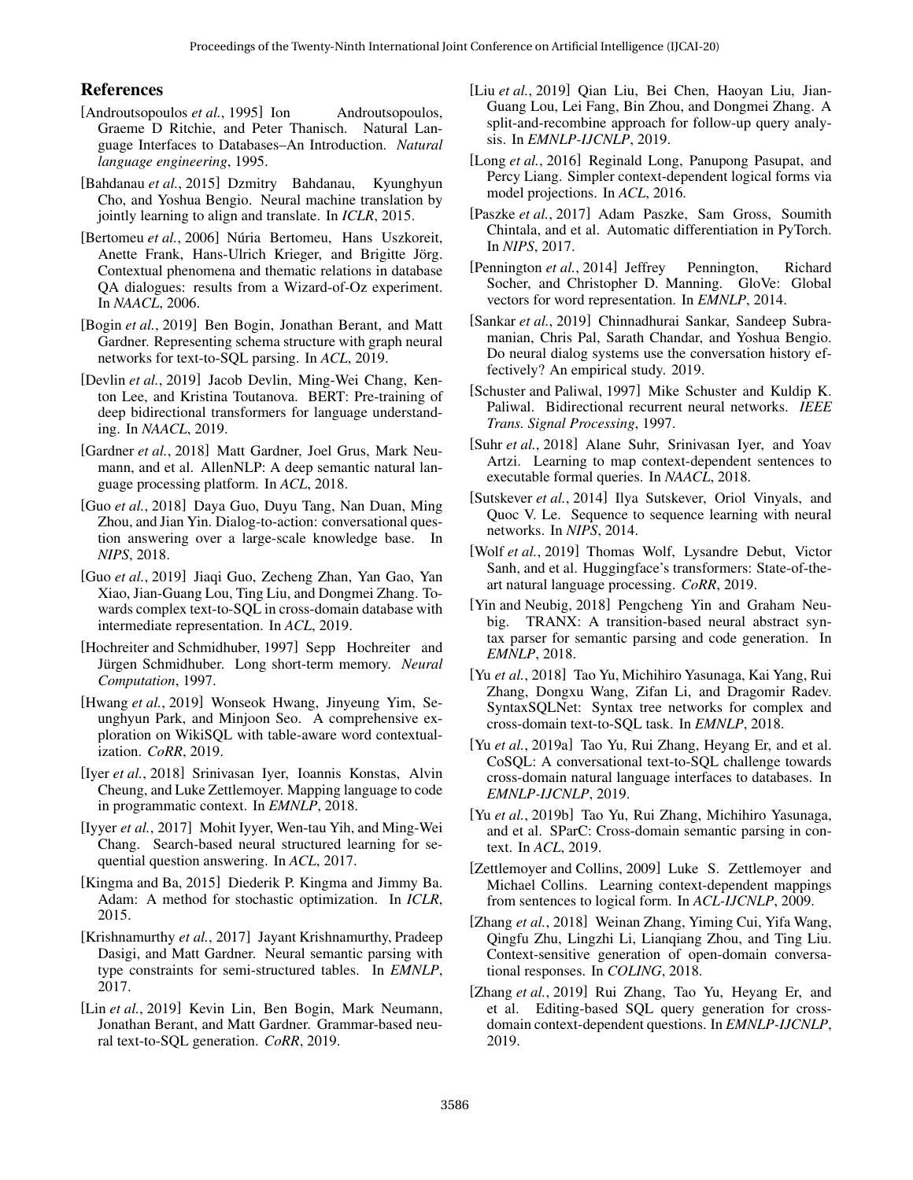## References

[Androutsopoulos *et al.*, 1995] Ion Androutsopoulos, Graeme D Ritchie, and Peter Thanisch. Natural Language Interfaces to Databases–An Introduction. *Natural language engineering*, 1995.

[Bahdanau *et al.*, 2015] Dzmitry Bahdanau, Kyunghyun Cho, and Yoshua Bengio. Neural machine translation by jointly learning to align and translate. In *ICLR*, 2015.

[Bertomeu *et al.*, 2006] Núria Bertomeu, Hans Uszkoreit, Anette Frank, Hans-Ulrich Krieger, and Brigitte Jörg. Contextual phenomena and thematic relations in database QA dialogues: results from a Wizard-of-Oz experiment. In *NAACL*, 2006.

[Bogin *et al.*, 2019] Ben Bogin, Jonathan Berant, and Matt Gardner. Representing schema structure with graph neural networks for text-to-SQL parsing. In *ACL*, 2019.

[Devlin *et al.*, 2019] Jacob Devlin, Ming-Wei Chang, Kenton Lee, and Kristina Toutanova. BERT: Pre-training of deep bidirectional transformers for language understanding. In *NAACL*, 2019.

[Gardner *et al.*, 2018] Matt Gardner, Joel Grus, Mark Neumann, and et al. AllenNLP: A deep semantic natural language processing platform. In *ACL*, 2018.

[Guo *et al.*, 2018] Daya Guo, Duyu Tang, Nan Duan, Ming Zhou, and Jian Yin. Dialog-to-action: conversational question answering over a large-scale knowledge base. In *NIPS*, 2018.

[Guo *et al.*, 2019] Jiaqi Guo, Zecheng Zhan, Yan Gao, Yan Xiao, Jian-Guang Lou, Ting Liu, and Dongmei Zhang. Towards complex text-to-SQL in cross-domain database with intermediate representation. In *ACL*, 2019.

[Hochreiter and Schmidhuber, 1997] Sepp Hochreiter and Jürgen Schmidhuber. Long short-term memory. *Neural Computation*, 1997.

[Hwang *et al.*, 2019] Wonseok Hwang, Jinyeung Yim, Seunghyun Park, and Minjoon Seo. A comprehensive exploration on WikiSQL with table-aware word contextualization. *CoRR*, 2019.

[Iyer *et al.*, 2018] Srinivasan Iyer, Ioannis Konstas, Alvin Cheung, and Luke Zettlemoyer. Mapping language to code in programmatic context. In *EMNLP*, 2018.

[Iyyer *et al.*, 2017] Mohit Iyyer, Wen-tau Yih, and Ming-Wei Chang. Search-based neural structured learning for sequential question answering. In *ACL*, 2017.

[Kingma and Ba, 2015] Diederik P. Kingma and Jimmy Ba. Adam: A method for stochastic optimization. In *ICLR*, 2015.

[Krishnamurthy *et al.*, 2017] Jayant Krishnamurthy, Pradeep Dasigi, and Matt Gardner. Neural semantic parsing with type constraints for semi-structured tables. In *EMNLP*, 2017.

[Lin *et al.*, 2019] Kevin Lin, Ben Bogin, Mark Neumann, Jonathan Berant, and Matt Gardner. Grammar-based neural text-to-SQL generation. *CoRR*, 2019.

[Liu *et al.*, 2019] Qian Liu, Bei Chen, Haoyan Liu, Jian-Guang Lou, Lei Fang, Bin Zhou, and Dongmei Zhang. A split-and-recombine approach for follow-up query analysis. In *EMNLP-IJCNLP*, 2019.

[Long *et al.*, 2016] Reginald Long, Panupong Pasupat, and Percy Liang. Simpler context-dependent logical forms via model projections. In *ACL*, 2016.

[Paszke *et al.*, 2017] Adam Paszke, Sam Gross, Soumith Chintala, and et al. Automatic differentiation in PyTorch. In *NIPS*, 2017.

[Pennington *et al.*, 2014] Jeffrey Pennington, Richard Socher, and Christopher D. Manning. GloVe: Global vectors for word representation. In *EMNLP*, 2014.

[Sankar *et al.*, 2019] Chinnadhurai Sankar, Sandeep Subramanian, Chris Pal, Sarath Chandar, and Yoshua Bengio. Do neural dialog systems use the conversation history effectively? An empirical study. 2019.

[Schuster and Paliwal, 1997] Mike Schuster and Kuldip K. Paliwal. Bidirectional recurrent neural networks. *IEEE Trans. Signal Processing*, 1997.

[Suhr *et al.*, 2018] Alane Suhr, Srinivasan Iyer, and Yoav Artzi. Learning to map context-dependent sentences to executable formal queries. In *NAACL*, 2018.

[Sutskever *et al.*, 2014] Ilya Sutskever, Oriol Vinyals, and Quoc V. Le. Sequence to sequence learning with neural networks. In *NIPS*, 2014.

[Wolf *et al.*, 2019] Thomas Wolf, Lysandre Debut, Victor Sanh, and et al. Huggingface's transformers: State-of-the-art natural language processing. *CoRR*, 2019.

[Yin and Neubig, 2018] Pengcheng Yin and Graham Neubig. TRANX: A transition-based neural abstract syntax parser for semantic parsing and code generation. In *EMNLP*, 2018.

[Yu *et al.*, 2018] Tao Yu, Michihiro Yasunaga, Kai Yang, Rui Zhang, Dongxu Wang, Zifan Li, and Dragomir Radev. SyntaxSQLNet: Syntax tree networks for complex and cross-domain text-to-SQL task. In *EMNLP*, 2018.

[Yu *et al.*, 2019a] Tao Yu, Rui Zhang, Heyang Er, and et al. CoSQL: A conversational text-to-SQL challenge towards cross-domain natural language interfaces to databases. In *EMNLP-IJCNLP*, 2019.

[Yu *et al.*, 2019b] Tao Yu, Rui Zhang, Michihiro Yasunaga, and et al. SParC: Cross-domain semantic parsing in context. In *ACL*, 2019.

[Zettlemoyer and Collins, 2009] Luke S. Zettlemoyer and Michael Collins. Learning context-dependent mappings from sentences to logical form. In *ACL-IJCNLP*, 2009.

[Zhang *et al.*, 2018] Weinan Zhang, Yiming Cui, Yifa Wang, Qingfu Zhu, Lingzhi Li, Lianqiang Zhou, and Ting Liu. Context-sensitive generation of open-domain conversational responses. In *COLING*, 2018.

[Zhang *et al.*, 2019] Rui Zhang, Tao Yu, Heyang Er, and et al. Editing-based SQL query generation for cross-domain context-dependent questions. In *EMNLP-IJCNLP*, 2019.